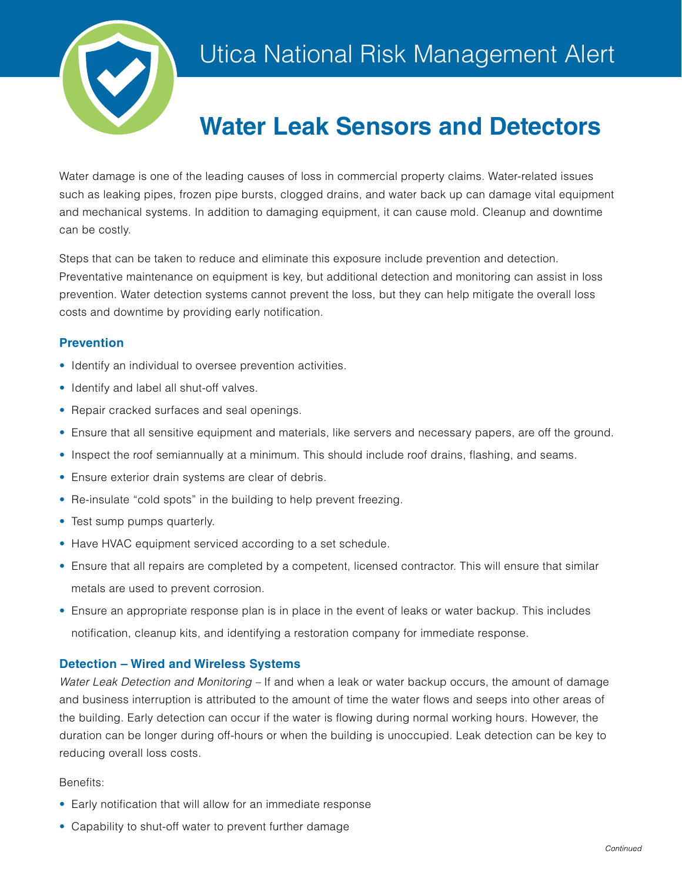# Utica National Risk Management Alert

## Water Leak Sensors and Detectors

Water damage is one of the leading causes of loss in commercial property claims. Water-related issues such as leaking pipes, frozen pipe bursts, clogged drains, and water back up can damage vital equipment and mechanical systems. In addition to damaging equipment, it can cause mold. Cleanup and downtime can be costly.

Steps that can be taken to reduce and eliminate this exposure include prevention and detection. Preventative maintenance on equipment is key, but additional detection and monitoring can assist in loss prevention. Water detection systems cannot prevent the loss, but they can help mitigate the overall loss costs and downtime by providing early notification.

### Prevention

- Identify an individual to oversee prevention activities.
- Identify and label all shut-off valves.
- Repair cracked surfaces and seal openings.
- Ensure that all sensitive equipment and materials, like servers and necessary papers, are off the ground.
- Inspect the roof semiannually at a minimum. This should include roof drains, flashing, and seams.
- Ensure exterior drain systems are clear of debris.
- Re-insulate "cold spots" in the building to help prevent freezing.
- Test sump pumps quarterly.
- Have HVAC equipment serviced according to a set schedule.
- Ensure that all repairs are completed by a competent, licensed contractor. This will ensure that similar metals are used to prevent corrosion.
- Ensure an appropriate response plan is in place in the event of leaks or water backup. This includes notification, cleanup kits, and identifying a restoration company for immediate response.

### Detection – Wired and Wireless Systems

*Water Leak Detection and Monitoring* – If and when a leak or water backup occurs, the amount of damage and business interruption is attributed to the amount of time the water flows and seeps into other areas of the building. Early detection can occur if the water is flowing during normal working hours. However, the duration can be longer during off-hours or when the building is unoccupied. Leak detection can be key to reducing overall loss costs.

Benefits:

- Early notification that will allow for an immediate response
- Capability to shut-off water to prevent further damage

*Continued*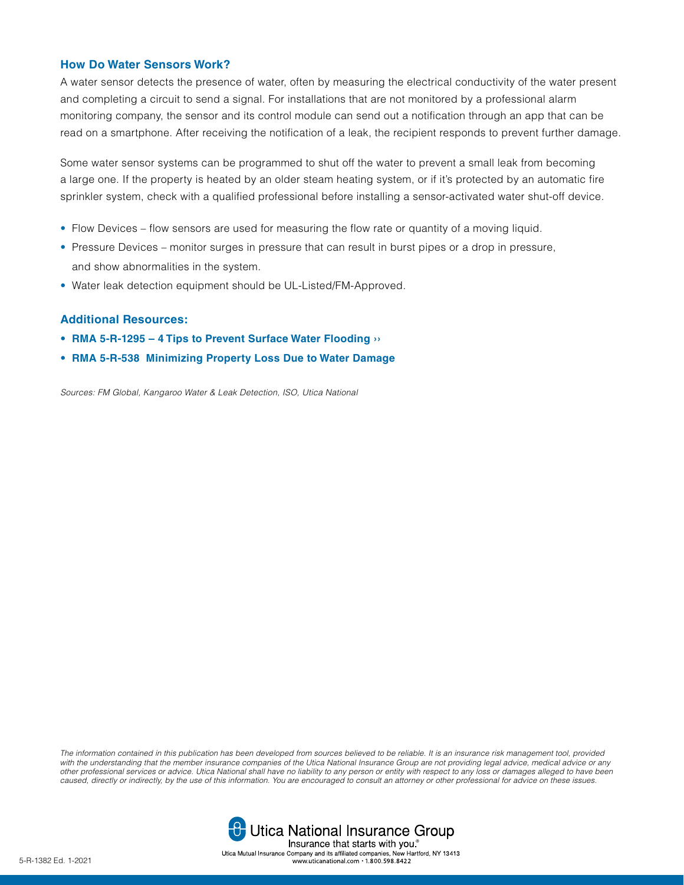### How Do Water Sensors Work?

A water sensor detects the presence of water, often by measuring the electrical conductivity of the water present and completing a circuit to send a signal. For installations that are not monitored by a professional alarm monitoring company, the sensor and its control module can send out a notification through an app that can be read on a smartphone. After receiving the notification of a leak, the recipient responds to prevent further damage.

Some water sensor systems can be programmed to shut off the water to prevent a small leak from becoming a large one. If the property is heated by an older steam heating system, or if it's protected by an automatic fire sprinkler system, check with a qualified professional before installing a sensor-activated water shut-off device.

- Flow Devices – flow sensors are used for measuring the flow rate or quantity of a moving liquid.
- Pressure Devices – monitor surges in pressure that can result in burst pipes or a drop in pressure, and show abnormalities in the system.
- Water leak detection equipment should be UL-Listed/FM-Approved.

### Additional Resources:

- **RMA 5-R-1295 – 4 Tips to Prevent Surface Water Flooding ››**
- **RMA 5-R-538 Minimizing Property Loss Due to Water Damage**

*Sources: FM Global, Kangaroo Water & Leak Detection, ISO, Utica National*

*The information contained in this publication has been developed from sources believed to be reliable. It is an insurance risk management tool, provided with the understanding that the member insurance companies of the Utica National Insurance Group are not providing legal advice, medical advice or any other professional services or advice. Utica National shall have no liability to any person or entity with respect to any loss or damages alleged to have been caused, directly or indirectly, by the use of this information. You are encouraged to consult an attorney or other professional for advice on these issues.*

Utica National Insurance Group

Insurance that starts with you.®

Utica Mutual Insurance Company and its affiliated companies, New Hartford, NY 13413

www.uticanational.com • 1.800.598.8422

5-R-1382 Ed. 1-2021